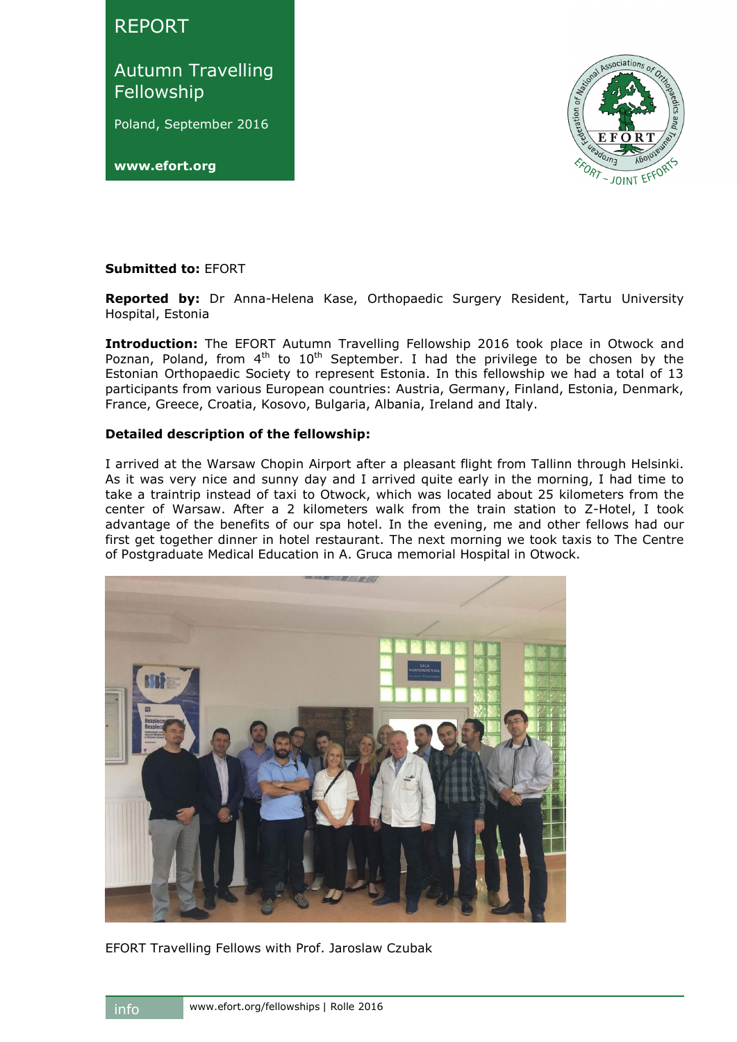# REPORT

## Autumn Travelling Fellowship

Poland, September 2016

**www.efort.org**

**Submitted to:** EFORT

**Reported by:** Dr Anna-Helena Kase, Orthopaedic Surgery Resident, Tartu University Hospital, Estonia

**Introduction:** The EFORT Autumn Travelling Fellowship 2016 took place in Otwock and Poznan, Poland, from 4th to 10th September. I had the privilege to be chosen by the Estonian Orthopaedic Society to represent Estonia. In this fellowship we had a total of 13 participants from various European countries: Austria, Germany, Finland, Estonia, Denmark, France, Greece, Croatia, Kosovo, Bulgaria, Albania, Ireland and Italy.

**Detailed description of the fellowship:**

I arrived at the Warsaw Chopin Airport after a pleasant flight from Tallinn through Helsinki. As it was very nice and sunny day and I arrived quite early in the morning, I had time to take a traintrip instead of taxi to Otwock, which was located about 25 kilometers from the center of Warsaw. After a 2 kilometers walk from the train station to Z-Hotel, I took advantage of the benefits of our spa hotel. In the evening, me and other fellows had our first get together dinner in hotel restaurant. The next morning we took taxis to The Centre of Postgraduate Medical Education in A. Gruca memorial Hospital in Otwock.

EFORT Travelling Fellows with Prof. Jaroslaw Czubak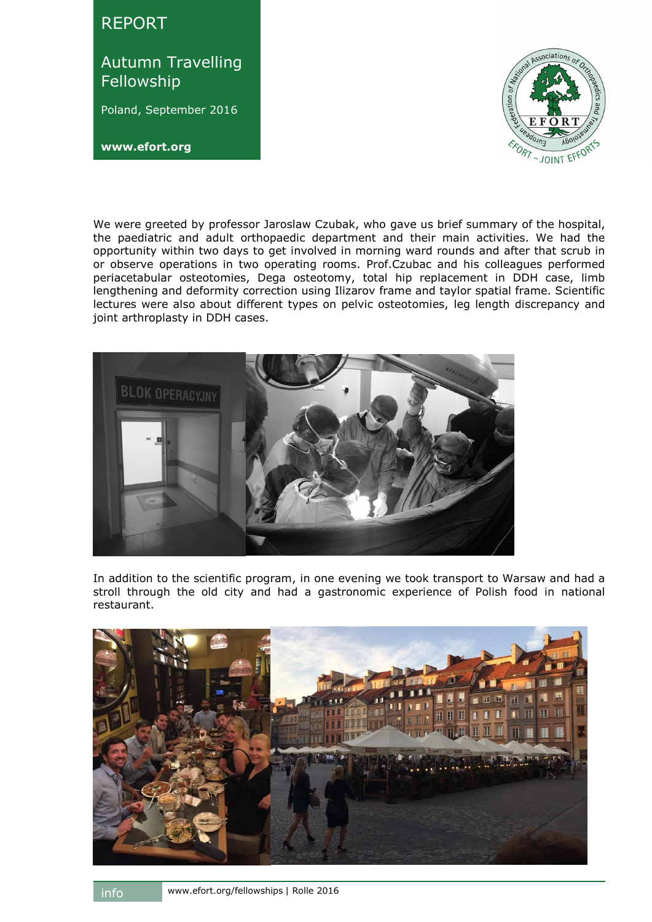# REPORT

## Autumn Travelling Fellowship

Poland, September 2016

**www.efort.org**

We were greeted by professor Jaroslaw Czubak, who gave us brief summary of the hospital, the paediatric and adult orthopaedic department and their main activities. We had the opportunity within two days to get involved in morning ward rounds and after that scrub in or observe operations in two operating rooms. Prof.Czubac and his colleagues performed periacetabular osteotomies, Dega osteotomy, total hip replacement in DDH case, limb lengthening and deformity correction using Ilizarov frame and taylor spatial frame. Scientific lectures were also about different types on pelvic osteotomies, leg length discrepancy and joint arthroplasty in DDH cases.

In addition to the scientific program, in one evening we took transport to Warsaw and had a stroll through the old city and had a gastronomic experience of Polish food in national restaurant.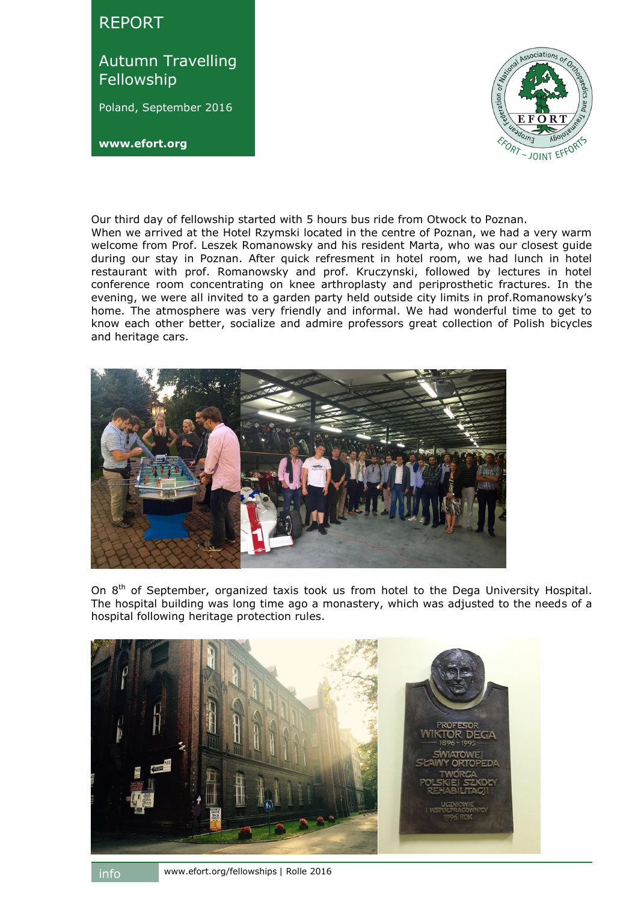REPORT

Autumn Travelling Fellowship

Poland, September 2016

**www.efort.org**

Our third day of fellowship started with 5 hours bus ride from Otwock to Poznan.
When we arrived at the Hotel Rzymski located in the centre of Poznan, we had a very warm welcome from Prof. Leszek Romanowsky and his resident Marta, who was our closest guide during our stay in Poznan. After quick refresment in hotel room, we had lunch in hotel restaurant with prof. Romanowsky and prof. Kruczynski, followed by lectures in hotel conference room concentrating on knee arthroplasty and periprosthetic fractures. In the evening, we were all invited to a garden party held outside city limits in prof.Romanowsky's home. The atmosphere was very friendly and informal. We had wonderful time to get to know each other better, socialize and admire professors great collection of Polish bicycles and heritage cars.

On 8th of September, organized taxis took us from hotel to the Dega University Hospital. The hospital building was long time ago a monastery, which was adjusted to the needs of a hospital following heritage protection rules.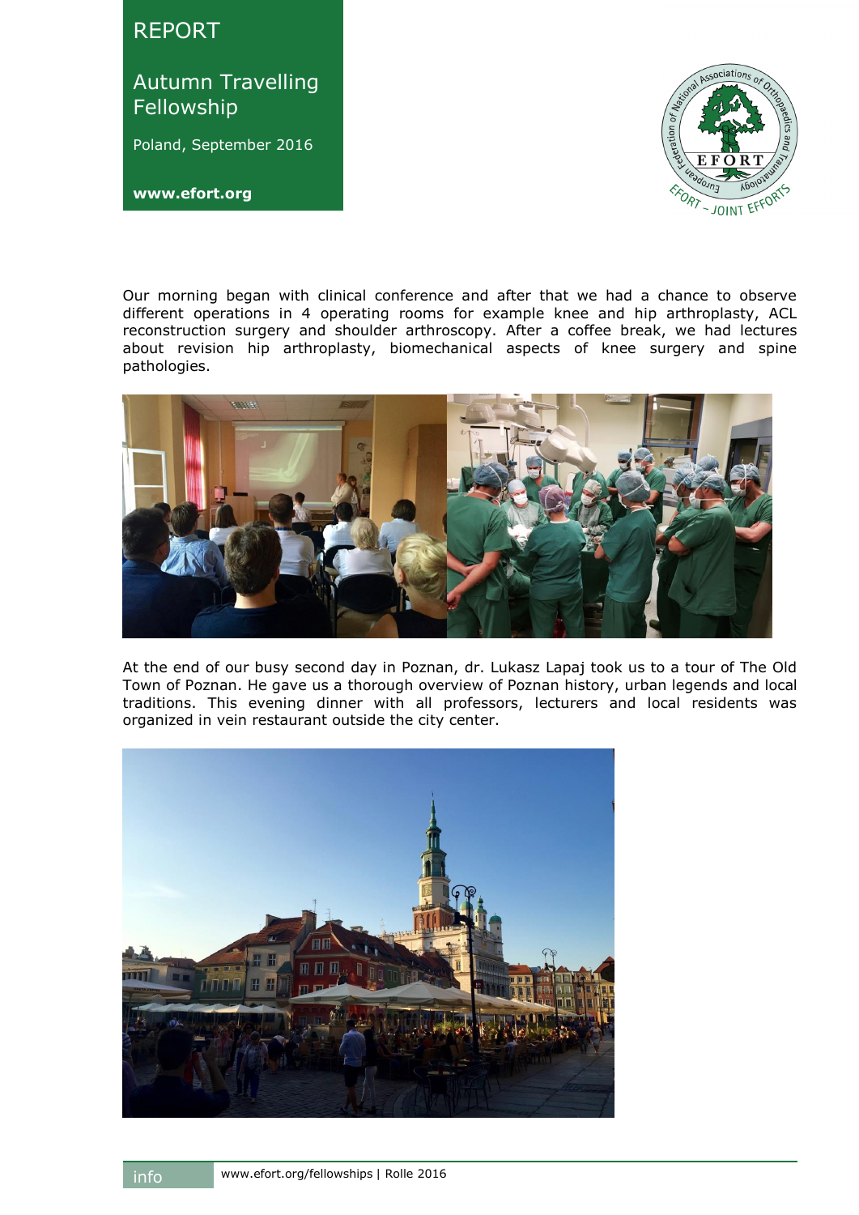REPORT

Autumn Travelling Fellowship

Poland, September 2016

**www.efort.org**

Our morning began with clinical conference and after that we had a chance to observe different operations in 4 operating rooms for example knee and hip arthroplasty, ACL reconstruction surgery and shoulder arthroscopy. After a coffee break, we had lectures about revision hip arthroplasty, biomechanical aspects of knee surgery and spine pathologies.

At the end of our busy second day in Poznan, dr. Lukasz Lapaj took us to a tour of The Old Town of Poznan. He gave us a thorough overview of Poznan history, urban legends and local traditions. This evening dinner with all professors, lecturers and local residents was organized in vein restaurant outside the city center.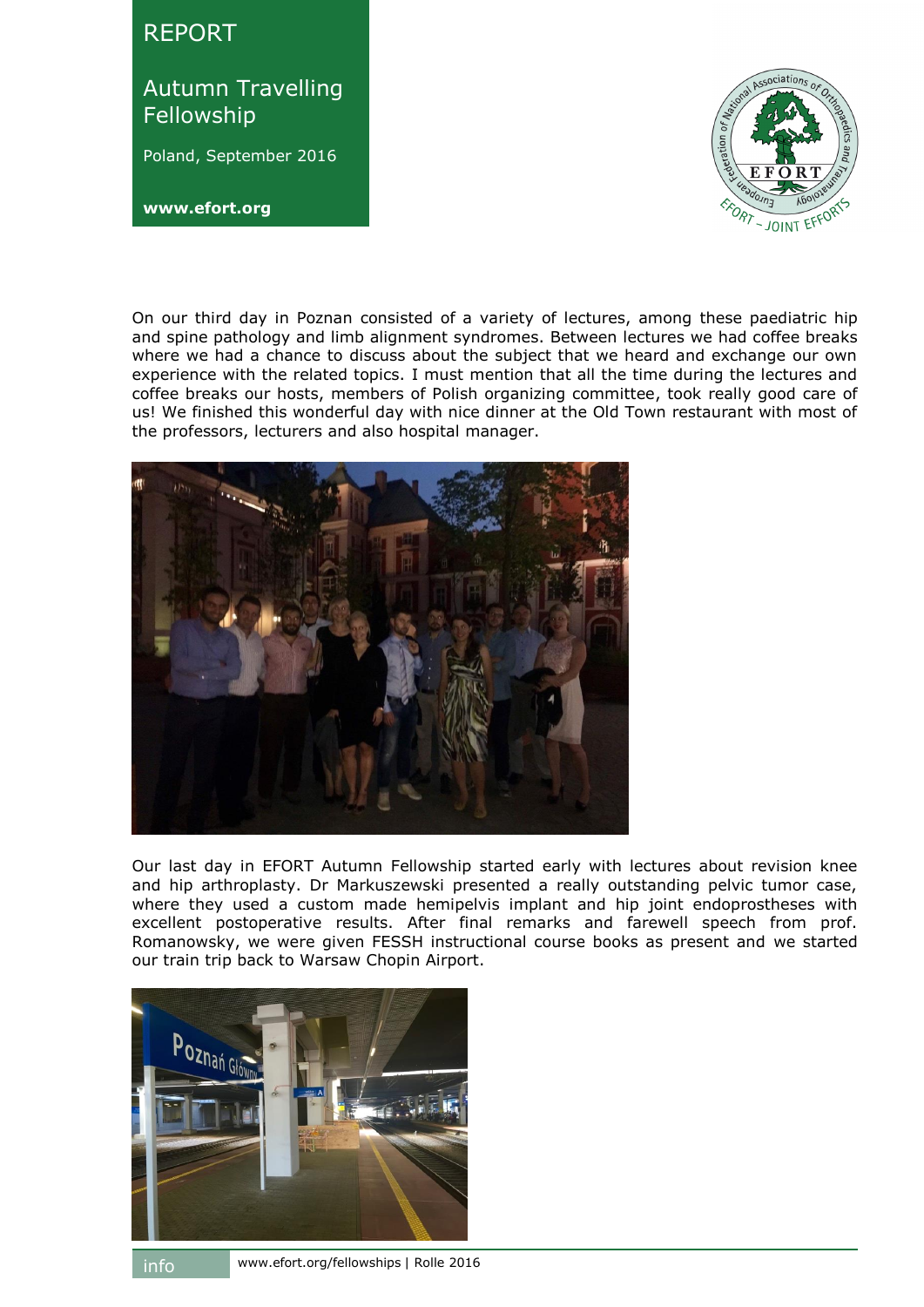# REPORT

## Autumn Travelling Fellowship

Poland, September 2016

**www.efort.org**

On our third day in Poznan consisted of a variety of lectures, among these paediatric hip and spine pathology and limb alignment syndromes. Between lectures we had coffee breaks where we had a chance to discuss about the subject that we heard and exchange our own experience with the related topics. I must mention that all the time during the lectures and coffee breaks our hosts, members of Polish organizing committee, took really good care of us! We finished this wonderful day with nice dinner at the Old Town restaurant with most of the professors, lecturers and also hospital manager.

Our last day in EFORT Autumn Fellowship started early with lectures about revision knee and hip arthroplasty. Dr Markuszewski presented a really outstanding pelvic tumor case, where they used a custom made hemipelvis implant and hip joint endoprostheses with excellent postoperative results. After final remarks and farewell speech from prof. Romanowsky, we were given FESSH instructional course books as present and we started our train trip back to Warsaw Chopin Airport.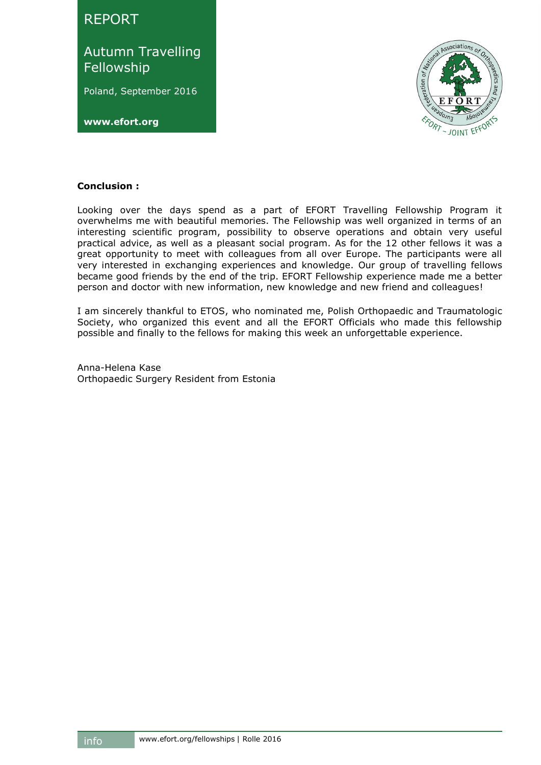REPORT

Autumn Travelling Fellowship

Poland, September 2016

**www.efort.org**

**Conclusion :**

Looking over the days spend as a part of EFORT Travelling Fellowship Program it overwhelms me with beautiful memories. The Fellowship was well organized in terms of an interesting scientific program, possibility to observe operations and obtain very useful practical advice, as well as a pleasant social program. As for the 12 other fellows it was a great opportunity to meet with colleagues from all over Europe. The participants were all very interested in exchanging experiences and knowledge. Our group of travelling fellows became good friends by the end of the trip. EFORT Fellowship experience made me a better person and doctor with new information, new knowledge and new friend and colleagues!

I am sincerely thankful to ETOS, who nominated me, Polish Orthopaedic and Traumatologic Society, who organized this event and all the EFORT Officials who made this fellowship possible and finally to the fellows for making this week an unforgettable experience.

Anna-Helena Kase
Orthopaedic Surgery Resident from Estonia